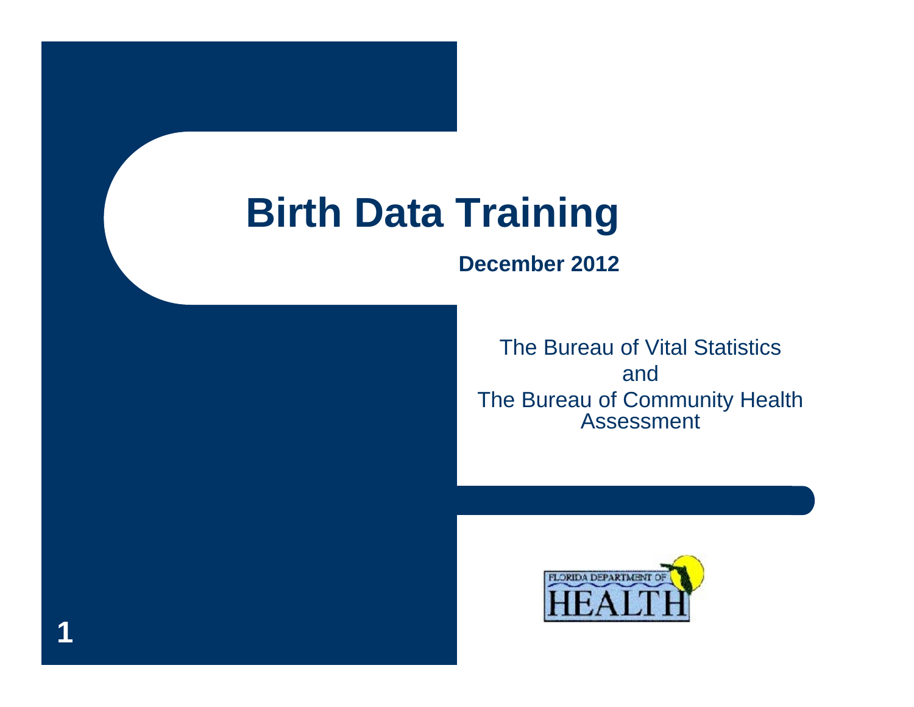# Birth Data Training

**December 2012**

The Bureau of Vital Statistics
and
The Bureau of Community Health Assessment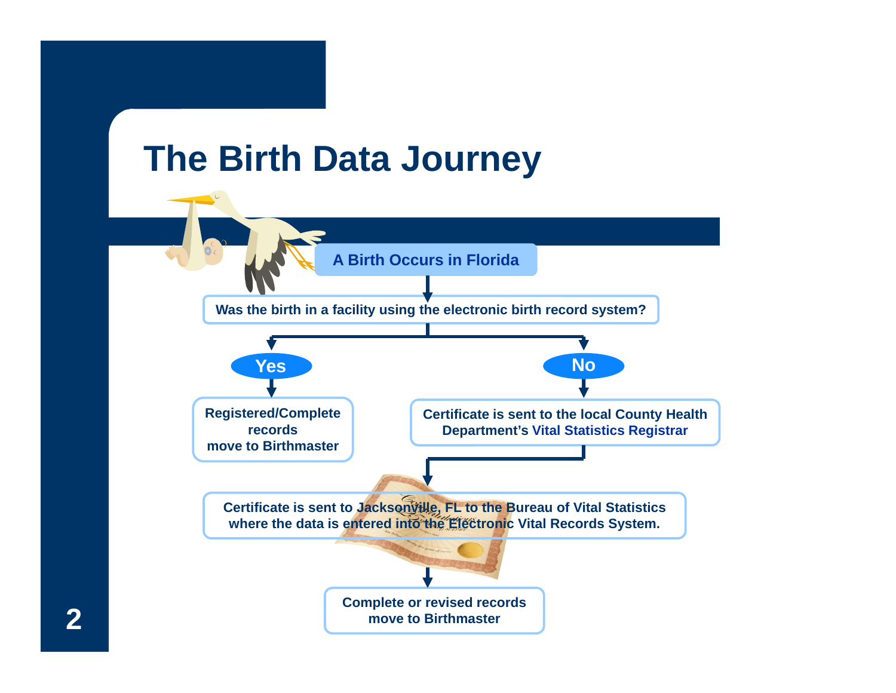# The Birth Data Journey

A Birth Occurs in Florida

Was the birth in a facility using the electronic birth record system?

**Yes**

Registered/Complete records move to Birthmaster

**No**

Certificate is sent to the local County Health Department's Vital Statistics Registrar

Certificate is sent to Jacksonville, FL to the Bureau of Vital Statistics where the data is entered into the Electronic Vital Records System.

Complete or revised records move to Birthmaster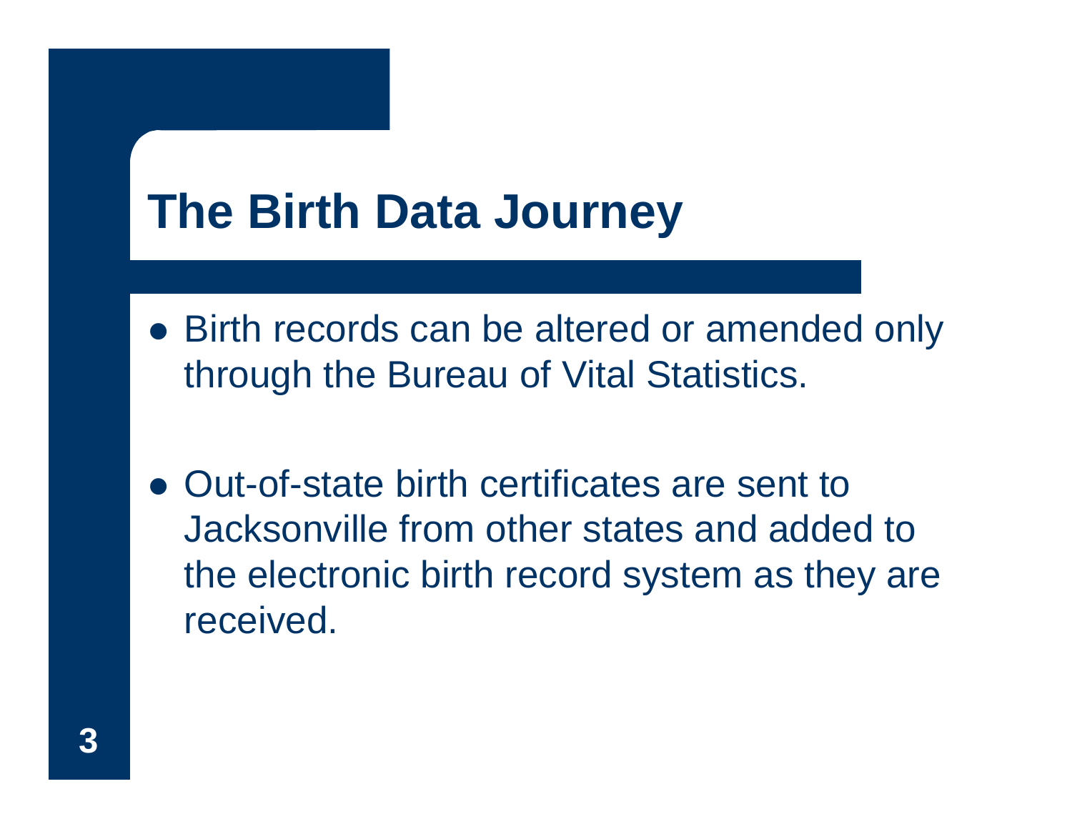# The Birth Data Journey

- Birth records can be altered or amended only through the Bureau of Vital Statistics.

- Out-of-state birth certificates are sent to Jacksonville from other states and added to the electronic birth record system as they are received.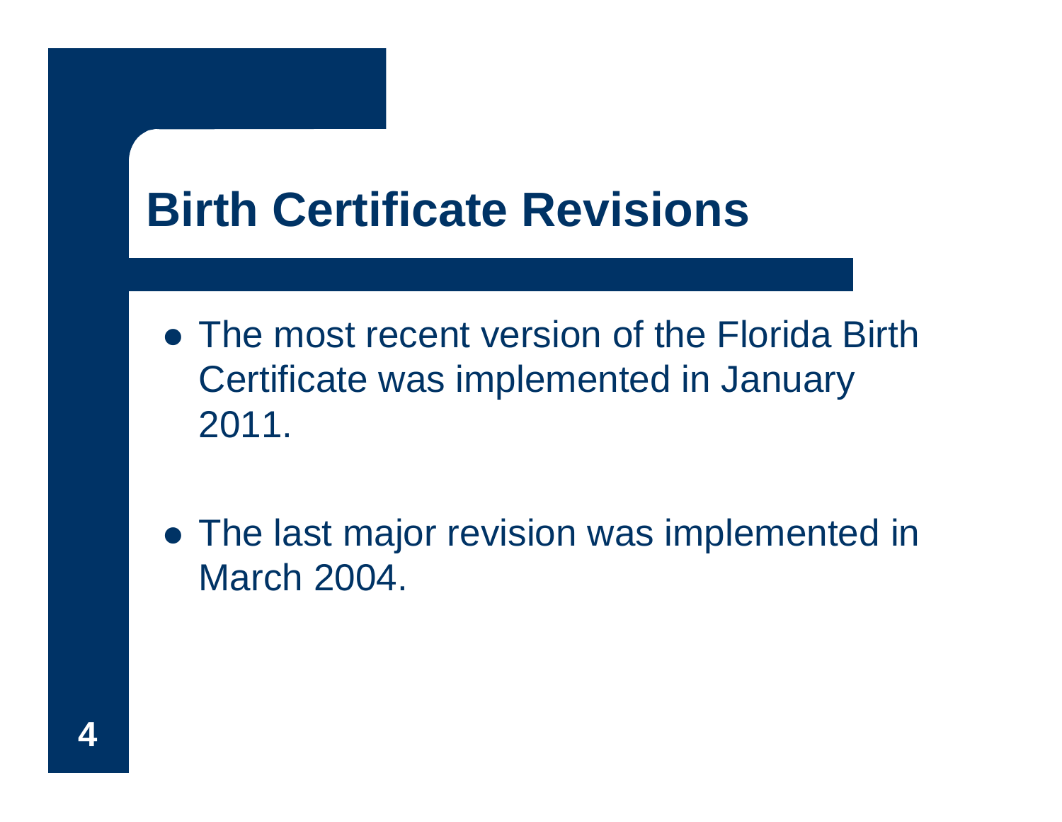# Birth Certificate Revisions

- The most recent version of the Florida Birth Certificate was implemented in January 2011.

- The last major revision was implemented in March 2004.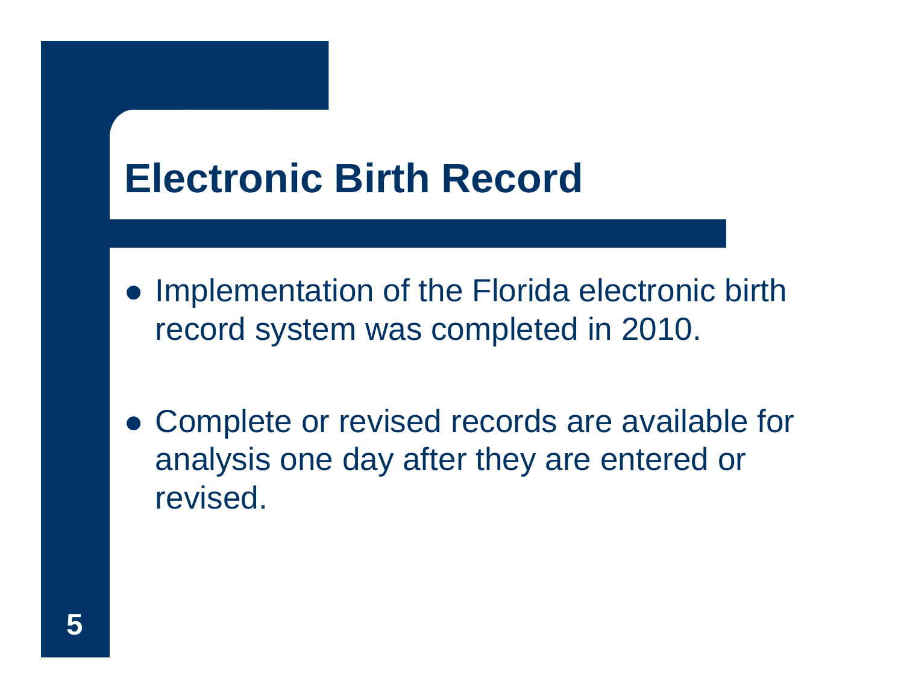# Electronic Birth Record

- Implementation of the Florida electronic birth record system was completed in 2010.

- Complete or revised records are available for analysis one day after they are entered or revised.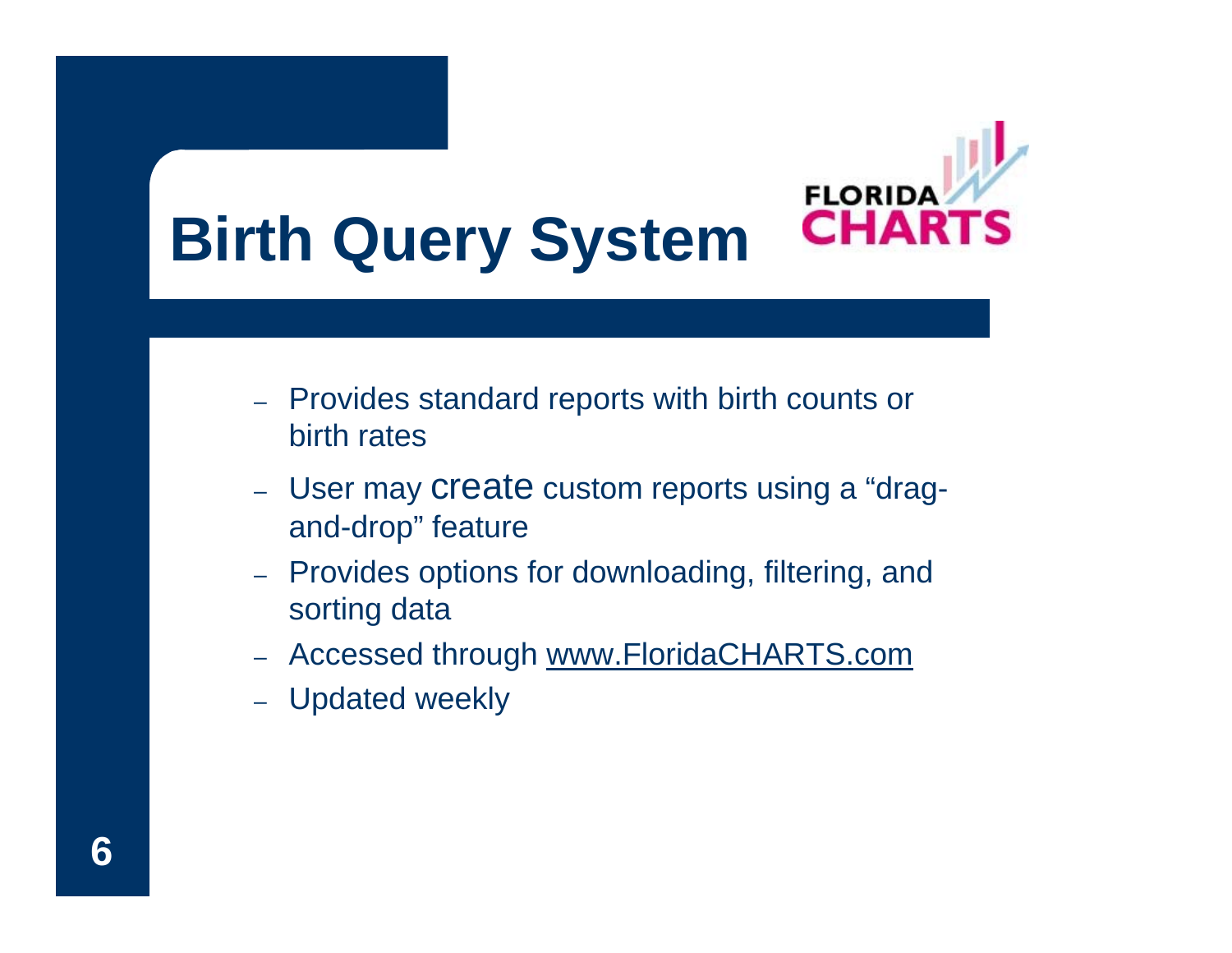# Birth Query System

FLORIDA CHARTS

- Provides standard reports with birth counts or birth rates
- User may create custom reports using a "drag-and-drop" feature
- Provides options for downloading, filtering, and sorting data
- Accessed through www.FloridaCHARTS.com
- Updated weekly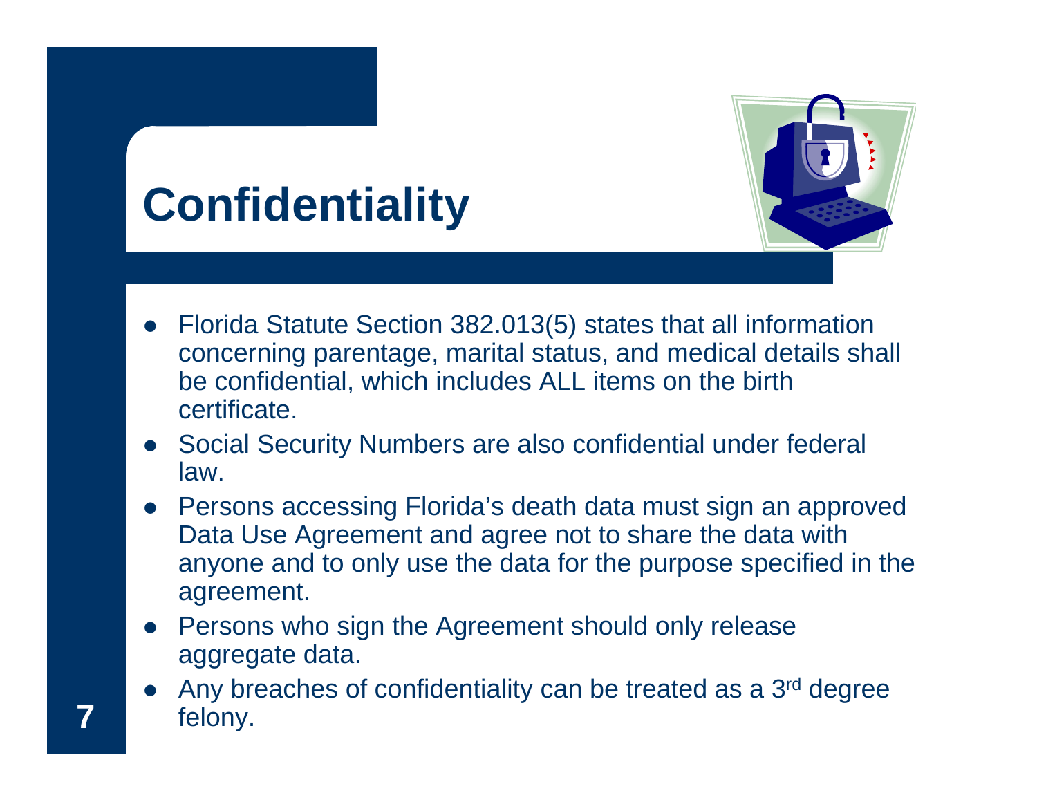# Confidentiality

- Florida Statute Section 382.013(5) states that all information concerning parentage, marital status, and medical details shall be confidential, which includes ALL items on the birth certificate.
- Social Security Numbers are also confidential under federal law.
- Persons accessing Florida's death data must sign an approved Data Use Agreement and agree not to share the data with anyone and to only use the data for the purpose specified in the agreement.
- Persons who sign the Agreement should only release aggregate data.
- Any breaches of confidentiality can be treated as a 3rd degree felony.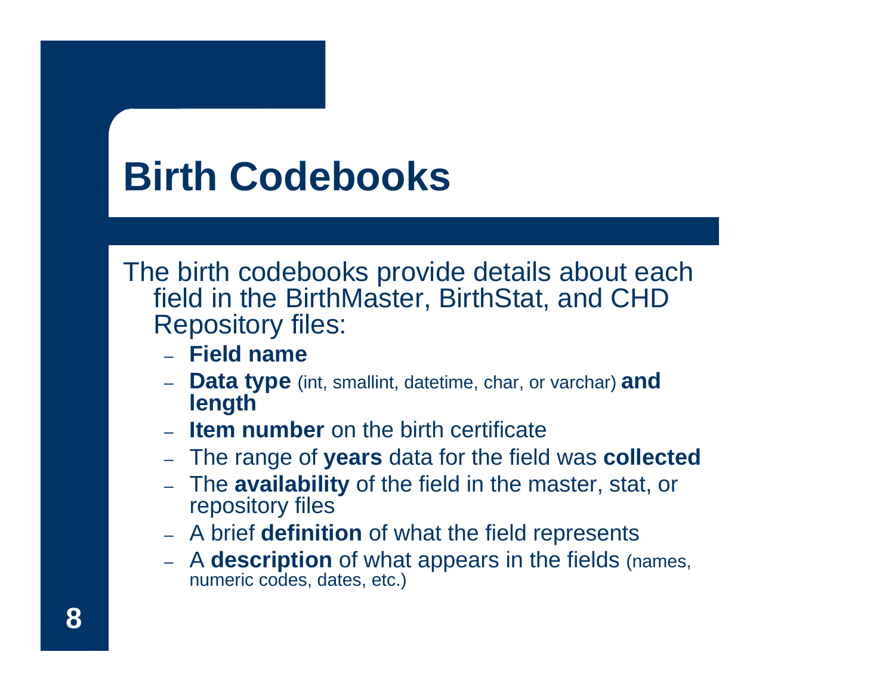# Birth Codebooks

The birth codebooks provide details about each field in the BirthMaster, BirthStat, and CHD Repository files:

- **Field name**
- **Data type** (int, smallint, datetime, char, or varchar) **and length**
- **Item number** on the birth certificate
- The range of **years** data for the field was **collected**
- The **availability** of the field in the master, stat, or repository files
- A brief **definition** of what the field represents
- A **description** of what appears in the fields (names, numeric codes, dates, etc.)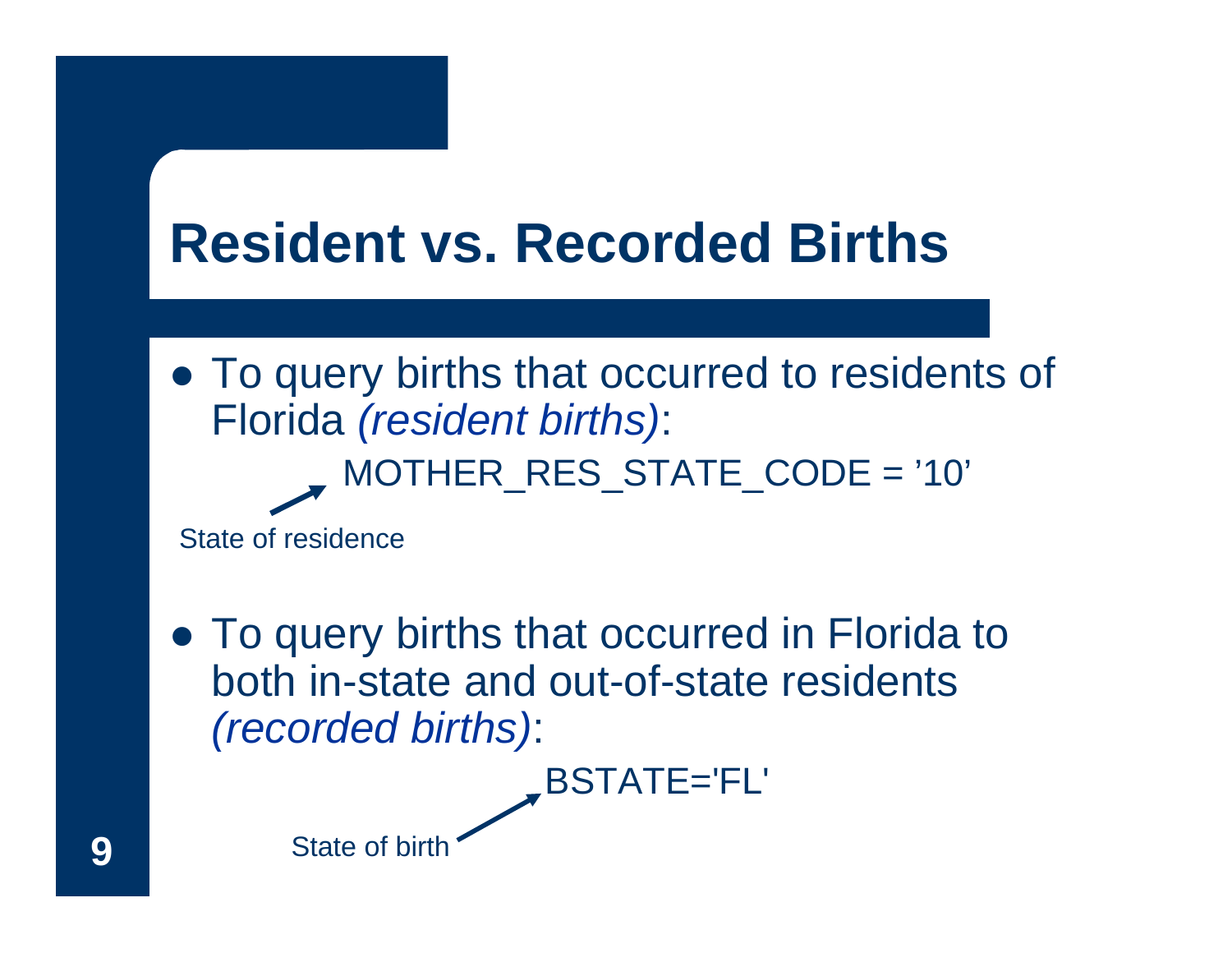# Resident vs. Recorded Births

- To query births that occurred to residents of Florida *(resident births)*:

    MOTHER_RES_STATE_CODE = ’10’

    State of residence

- To query births that occurred in Florida to both in-state and out-of-state residents *(recorded births)*:

    BSTATE='FL'

    State of birth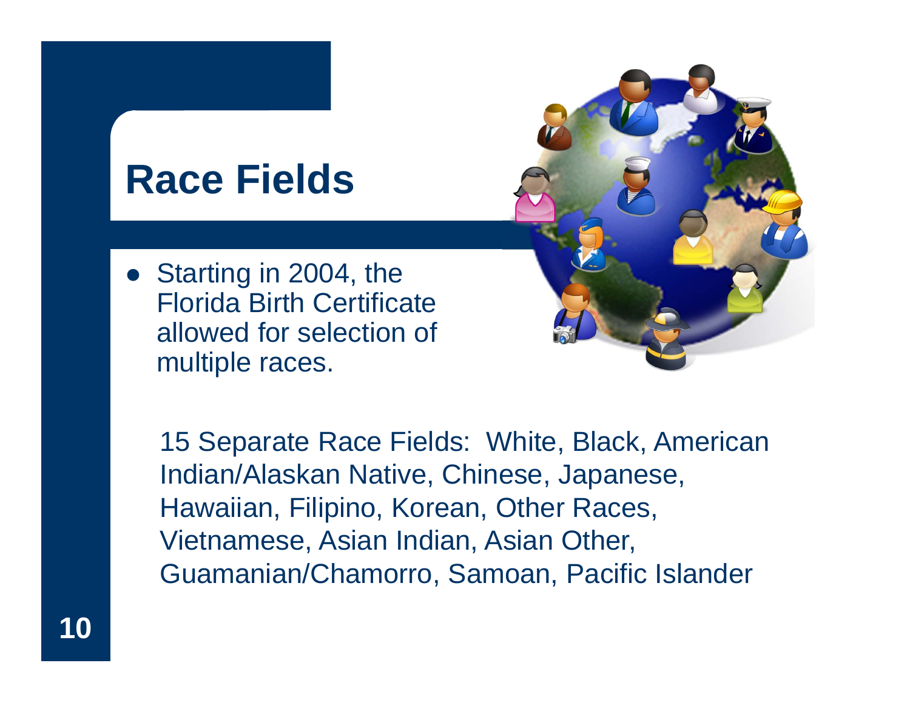# Race Fields

- Starting in 2004, the Florida Birth Certificate allowed for selection of multiple races.

15 Separate Race Fields: White, Black, American Indian/Alaskan Native, Chinese, Japanese, Hawaiian, Filipino, Korean, Other Races, Vietnamese, Asian Indian, Asian Other, Guamanian/Chamorro, Samoan, Pacific Islander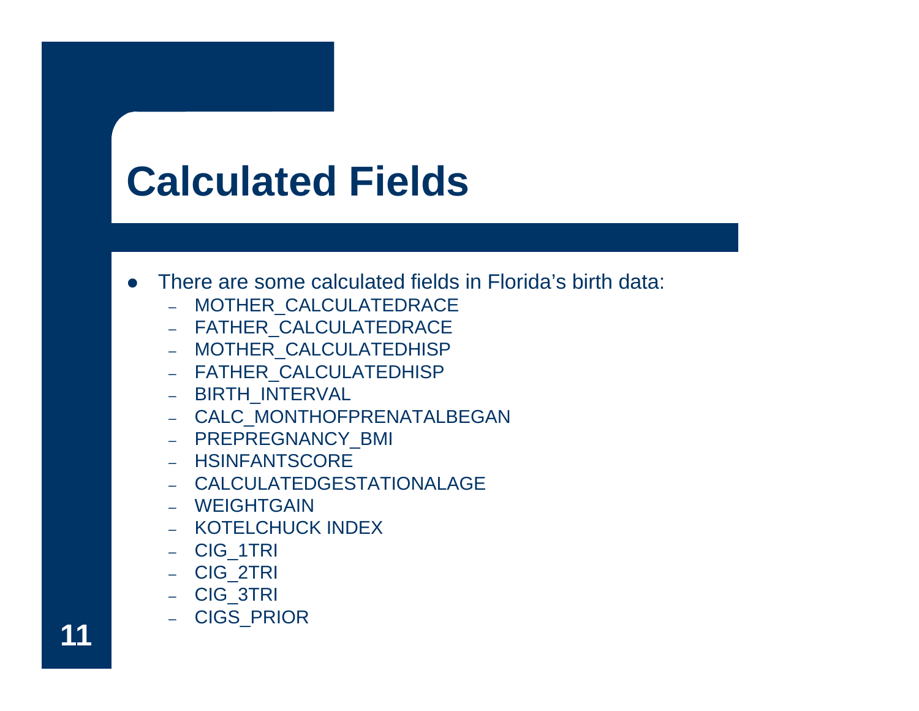# Calculated Fields

- There are some calculated fields in Florida's birth data:
  - MOTHER_CALCULATEDRACE
  - FATHER_CALCULATEDRACE
  - MOTHER_CALCULATEDHISP
  - FATHER_CALCULATEDHISP
  - BIRTH_INTERVAL
  - CALC_MONTHOFPRENATALBEGAN
  - PREPREGNANCY_BMI
  - HSINFANTSCORE
  - CALCULATEDGESTATIONALAGE
  - WEIGHTGAIN
  - KOTELCHUCK INDEX
  - CIG_1TRI
  - CIG_2TRI
  - CIG_3TRI
  - CIGS_PRIOR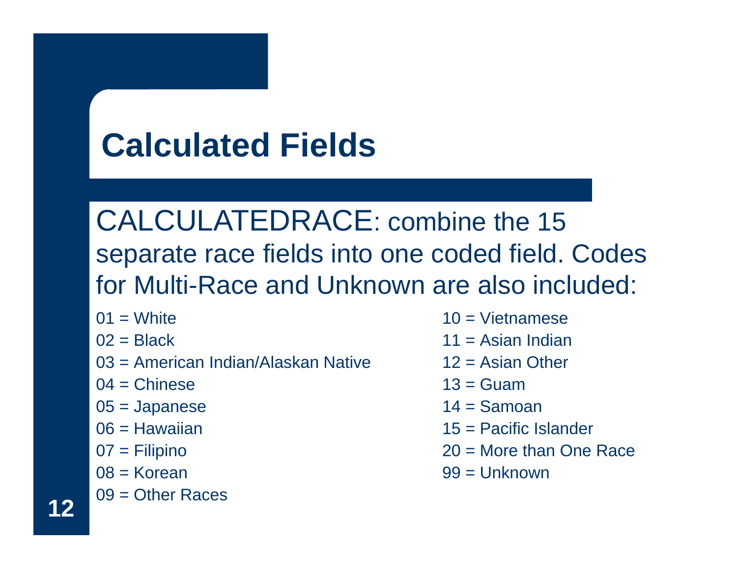# Calculated Fields

CALCULATEDRACE: combine the 15 separate race fields into one coded field. Codes for Multi-Race and Unknown are also included:

01 = White
02 = Black
03 = American Indian/Alaskan Native
04 = Chinese
05 = Japanese
06 = Hawaiian
07 = Filipino
08 = Korean
09 = Other Races
10 = Vietnamese
11 = Asian Indian
12 = Asian Other
13 = Guam
14 = Samoan
15 = Pacific Islander
20 = More than One Race
99 = Unknown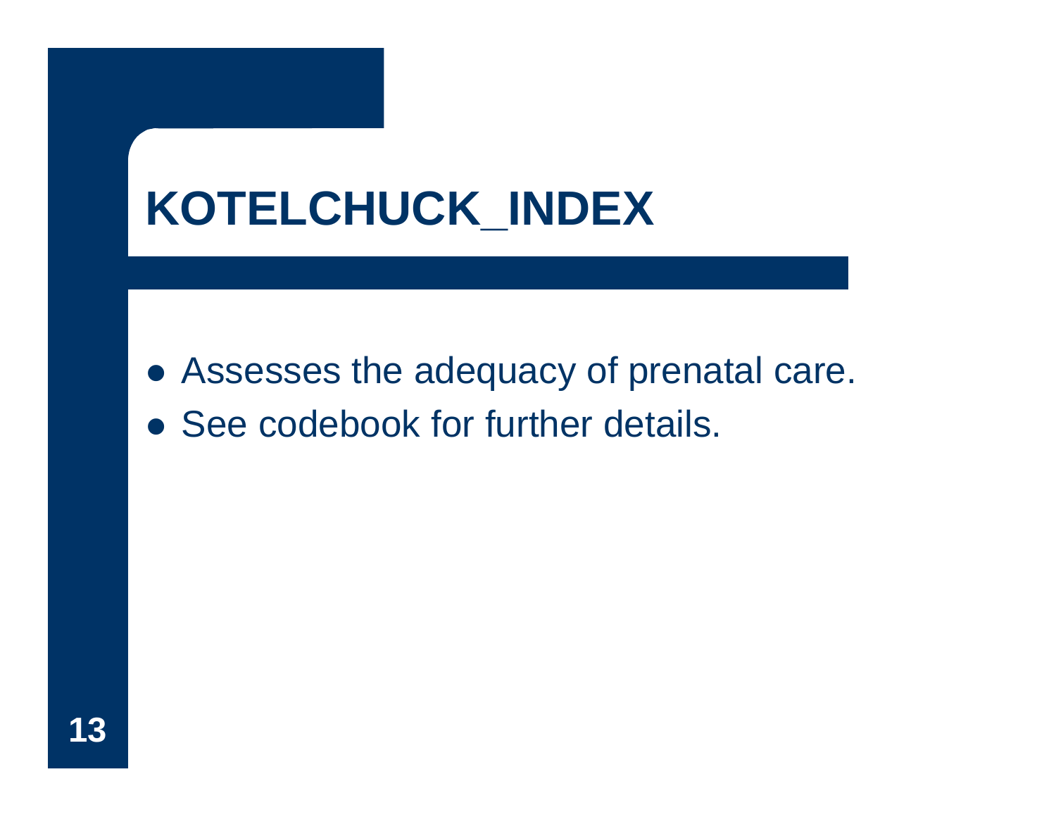# KOTELCHUCK_INDEX

- Assesses the adequacy of prenatal care.
- See codebook for further details.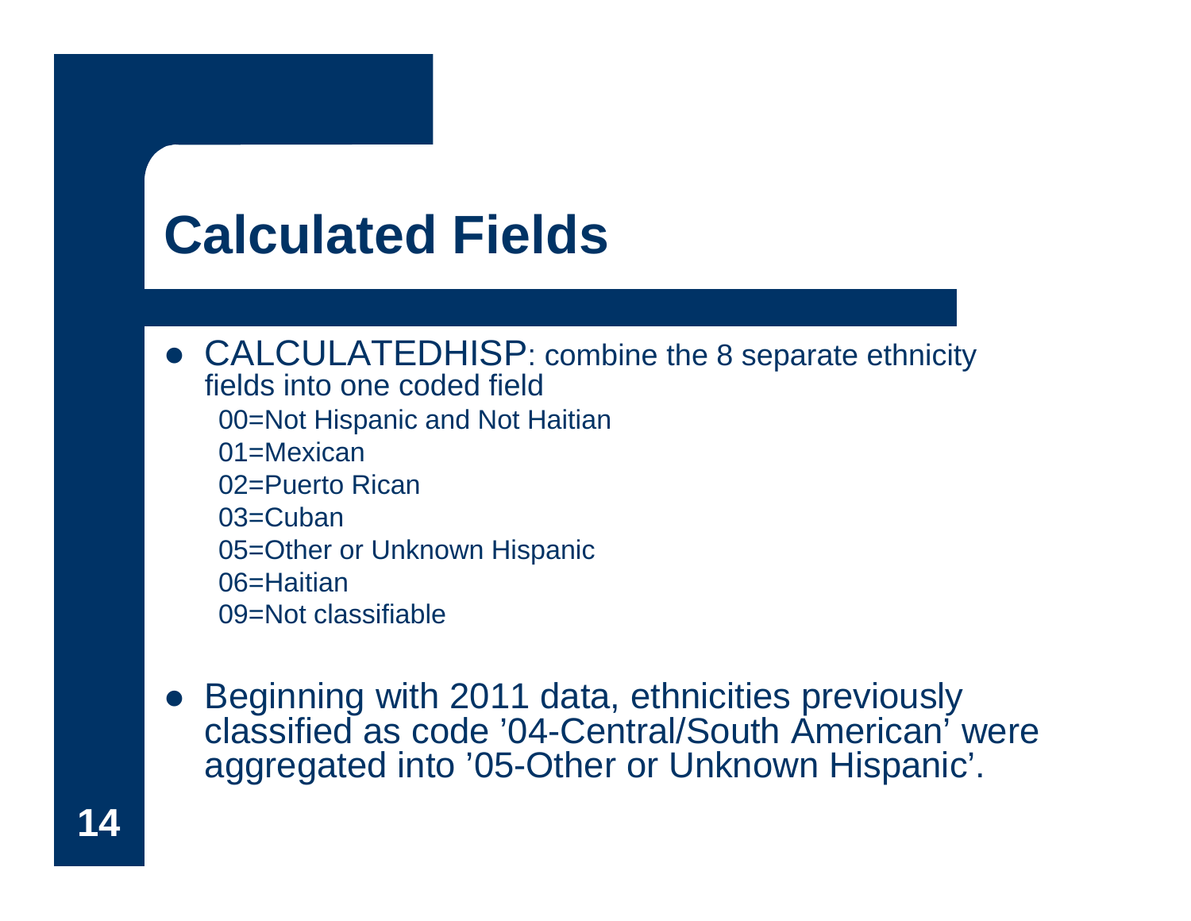# Calculated Fields

- CALCULATEDHISP: combine the 8 separate ethnicity fields into one coded field
  - 00=Not Hispanic and Not Haitian
  - 01=Mexican
  - 02=Puerto Rican
  - 03=Cuban
  - 05=Other or Unknown Hispanic
  - 06=Haitian
  - 09=Not classifiable

- Beginning with 2011 data, ethnicities previously classified as code '04-Central/South American' were aggregated into '05-Other or Unknown Hispanic'.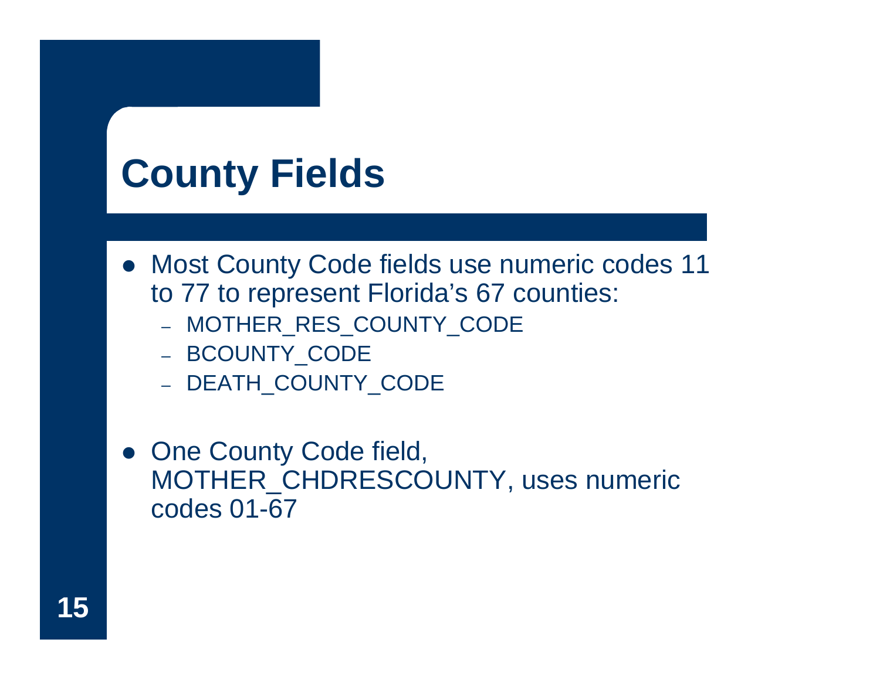# County Fields

- Most County Code fields use numeric codes 11 to 77 to represent Florida's 67 counties:
  - MOTHER_RES_COUNTY_CODE
  - BCOUNTY_CODE
  - DEATH_COUNTY_CODE

- One County Code field, MOTHER_CHDRESCOUNTY, uses numeric codes 01-67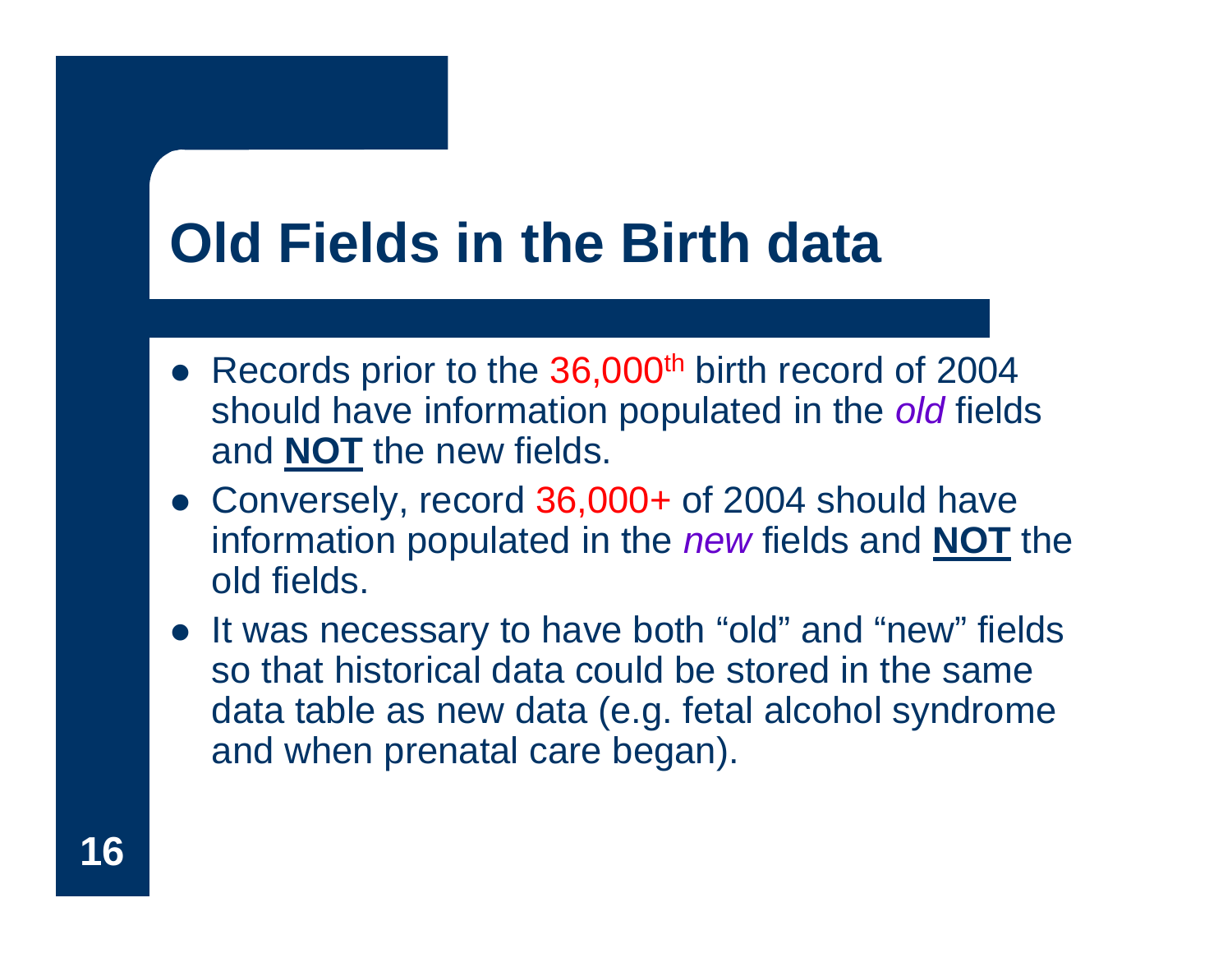# Old Fields in the Birth data

- Records prior to the 36,000th birth record of 2004 should have information populated in the *old* fields and **NOT** the new fields.
- Conversely, record 36,000+ of 2004 should have information populated in the *new* fields and **NOT** the old fields.
- It was necessary to have both “old” and “new” fields so that historical data could be stored in the same data table as new data (e.g. fetal alcohol syndrome and when prenatal care began).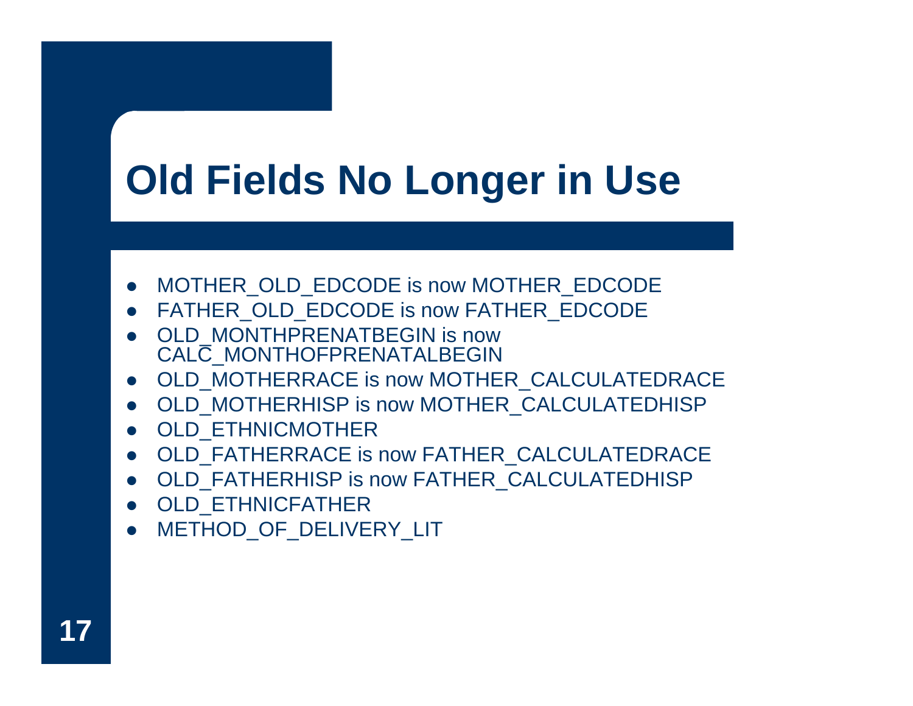# Old Fields No Longer in Use

- MOTHER_OLD_EDCODE is now MOTHER_EDCODE
- FATHER_OLD_EDCODE is now FATHER_EDCODE
- OLD_MONTHPRENATBEGIN is now CALC_MONTHOFPRENATALBEGIN
- OLD_MOTHERRACE is now MOTHER_CALCULATEDRACE
- OLD_MOTHERHISP is now MOTHER_CALCULATEDHISP
- OLD_ETHNICMOTHER
- OLD_FATHERRACE is now FATHER_CALCULATEDRACE
- OLD_FATHERHISP is now FATHER_CALCULATEDHISP
- OLD_ETHNICFATHER
- METHOD_OF_DELIVERY_LIT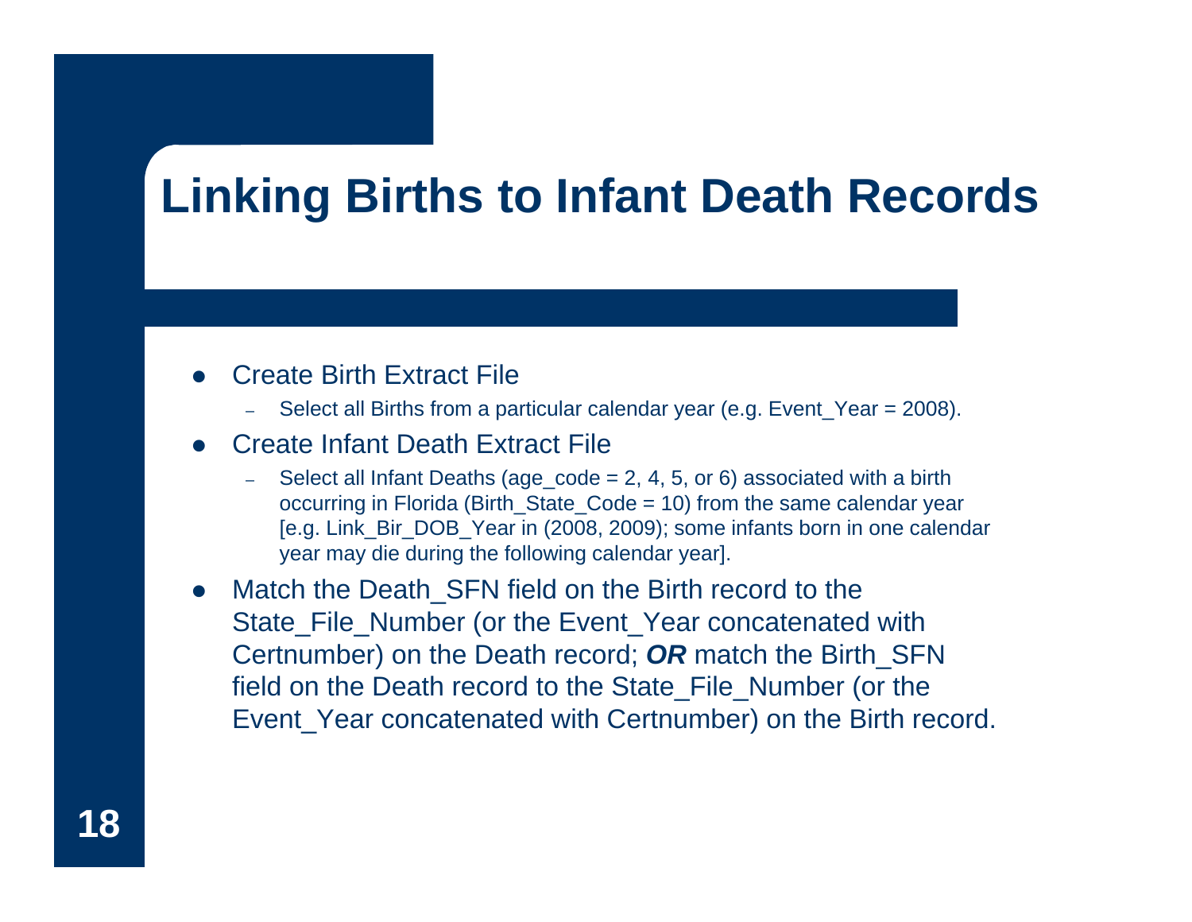# Linking Births to Infant Death Records

- Create Birth Extract File
  - Select all Births from a particular calendar year (e.g. Event_Year = 2008).
- Create Infant Death Extract File
  - Select all Infant Deaths (age_code = 2, 4, 5, or 6) associated with a birth occurring in Florida (Birth_State_Code = 10) from the same calendar year [e.g. Link_Bir_DOB_Year in (2008, 2009); some infants born in one calendar year may die during the following calendar year].
- Match the Death_SFN field on the Birth record to the State_File_Number (or the Event_Year concatenated with Certnumber) on the Death record; ***OR*** match the Birth_SFN field on the Death record to the State_File_Number (or the Event_Year concatenated with Certnumber) on the Birth record.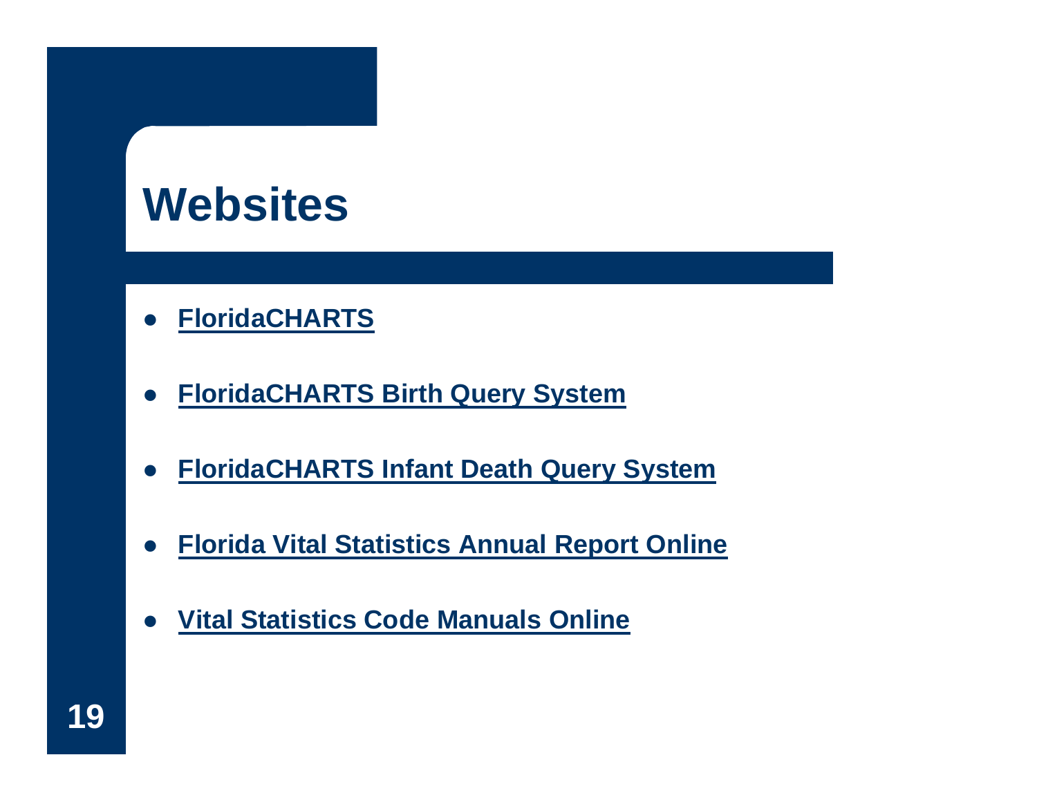# Websites

- **FloridaCHARTS**
- **FloridaCHARTS Birth Query System**
- **FloridaCHARTS Infant Death Query System**
- **Florida Vital Statistics Annual Report Online**
- **Vital Statistics Code Manuals Online**